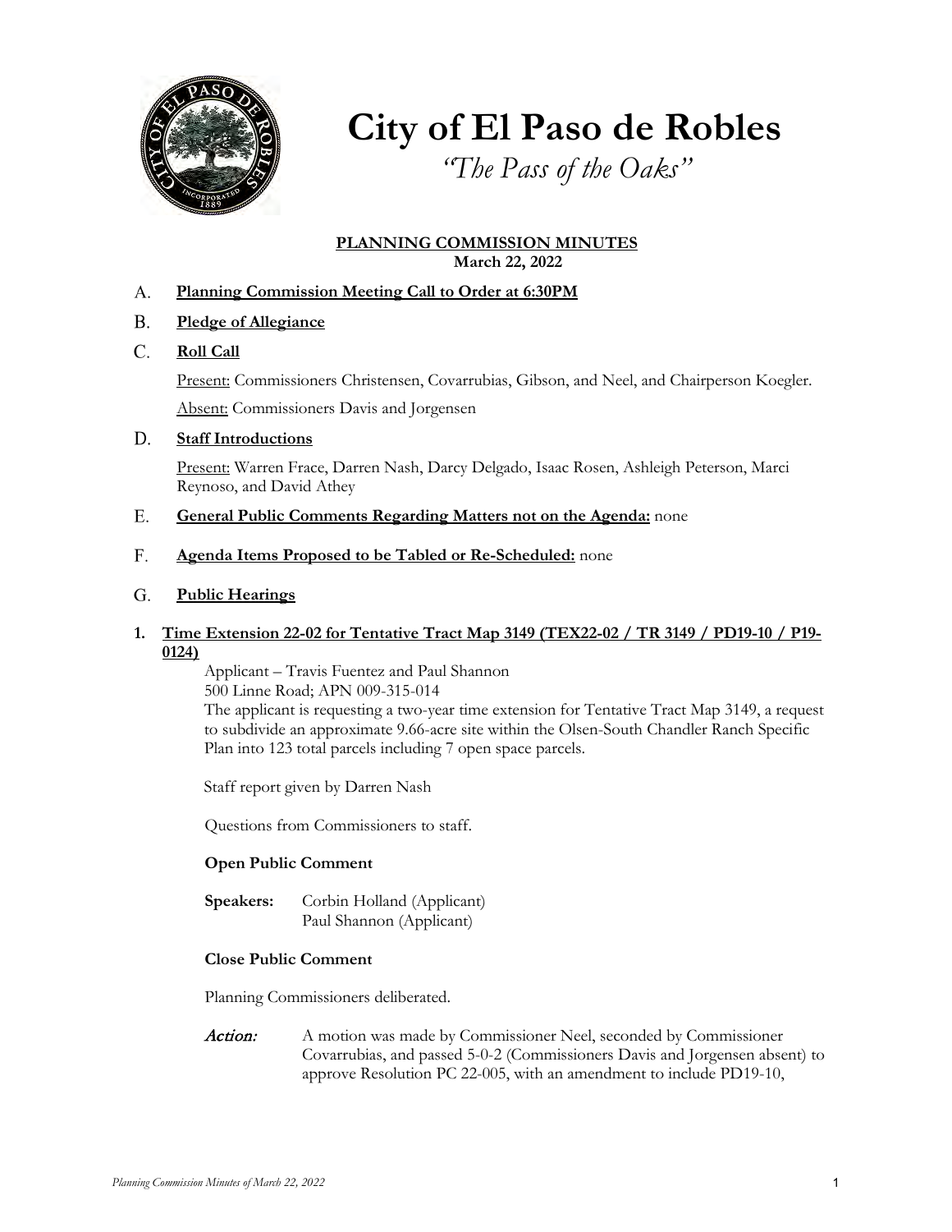# City of El Paso de Robles

*"The Pass of the Oaks"*

**PLANNING COMMISSION MINUTES**
**March 22, 2022**

A. **Planning Commission Meeting Call to Order at 6:30PM**

B. **Pledge of Allegiance**

C. **Roll Call**

Present: Commissioners Christensen, Covarrubias, Gibson, and Neel, and Chairperson Koegler.

Absent: Commissioners Davis and Jorgensen

D. **Staff Introductions**

Present: Warren Frace, Darren Nash, Darcy Delgado, Isaac Rosen, Ashleigh Peterson, Marci Reynoso, and David Athey

E. **General Public Comments Regarding Matters not on the Agenda:** none

F. **Agenda Items Proposed to be Tabled or Re-Scheduled:** none

G. **Public Hearings**

**1. Time Extension 22-02 for Tentative Tract Map 3149 (TEX22-02 / TR 3149 / PD19-10 / P19-0124)**

Applicant – Travis Fuentez and Paul Shannon
500 Linne Road; APN 009-315-014
The applicant is requesting a two-year time extension for Tentative Tract Map 3149, a request to subdivide an approximate 9.66-acre site within the Olsen-South Chandler Ranch Specific Plan into 123 total parcels including 7 open space parcels.

Staff report given by Darren Nash

Questions from Commissioners to staff.

**Open Public Comment**

**Speakers:** Corbin Holland (Applicant)
Paul Shannon (Applicant)

**Close Public Comment**

Planning Commissioners deliberated.

*Action:* A motion was made by Commissioner Neel, seconded by Commissioner Covarrubias, and passed 5-0-2 (Commissioners Davis and Jorgensen absent) to approve Resolution PC 22-005, with an amendment to include PD19-10,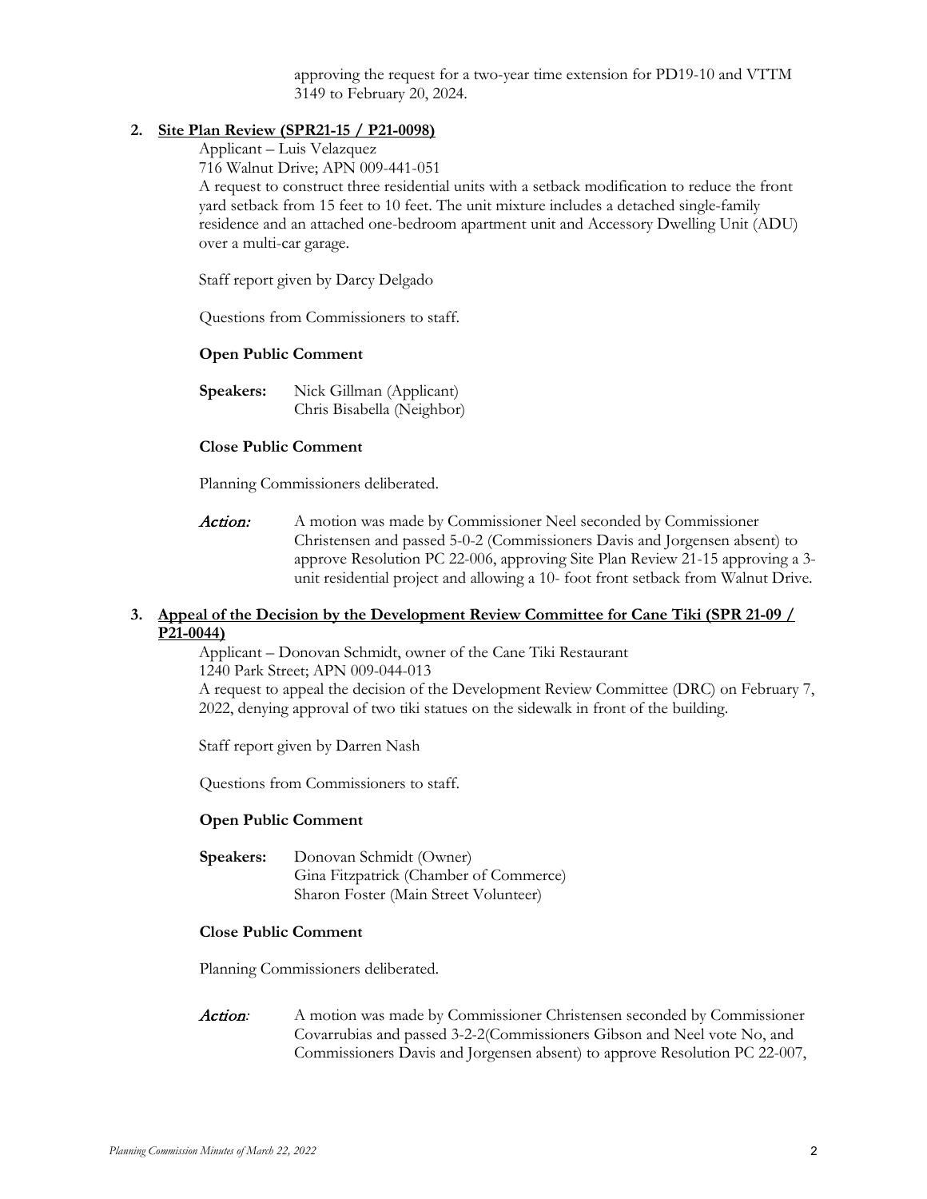approving the request for a two-year time extension for PD19-10 and VTTM 3149 to February 20, 2024.

**2. Site Plan Review (SPR21-15 / P21-0098)**

Applicant – Luis Velazquez
716 Walnut Drive; APN 009-441-051
A request to construct three residential units with a setback modification to reduce the front yard setback from 15 feet to 10 feet. The unit mixture includes a detached single-family residence and an attached one-bedroom apartment unit and Accessory Dwelling Unit (ADU) over a multi-car garage.

Staff report given by Darcy Delgado

Questions from Commissioners to staff.

**Open Public Comment**

**Speakers:** Nick Gillman (Applicant)
Chris Bisabella (Neighbor)

**Close Public Comment**

Planning Commissioners deliberated.

*Action:* A motion was made by Commissioner Neel seconded by Commissioner Christensen and passed 5-0-2 (Commissioners Davis and Jorgensen absent) to approve Resolution PC 22-006, approving Site Plan Review 21-15 approving a 3-unit residential project and allowing a 10- foot front setback from Walnut Drive.

**3. Appeal of the Decision by the Development Review Committee for Cane Tiki (SPR 21-09 / P21-0044)**

Applicant – Donovan Schmidt, owner of the Cane Tiki Restaurant
1240 Park Street; APN 009-044-013
A request to appeal the decision of the Development Review Committee (DRC) on February 7, 2022, denying approval of two tiki statues on the sidewalk in front of the building.

Staff report given by Darren Nash

Questions from Commissioners to staff.

**Open Public Comment**

**Speakers:** Donovan Schmidt (Owner)
Gina Fitzpatrick (Chamber of Commerce)
Sharon Foster (Main Street Volunteer)

**Close Public Comment**

Planning Commissioners deliberated.

*Action:* A motion was made by Commissioner Christensen seconded by Commissioner Covarrubias and passed 3-2-2(Commissioners Gibson and Neel vote No, and Commissioners Davis and Jorgensen absent) to approve Resolution PC 22-007,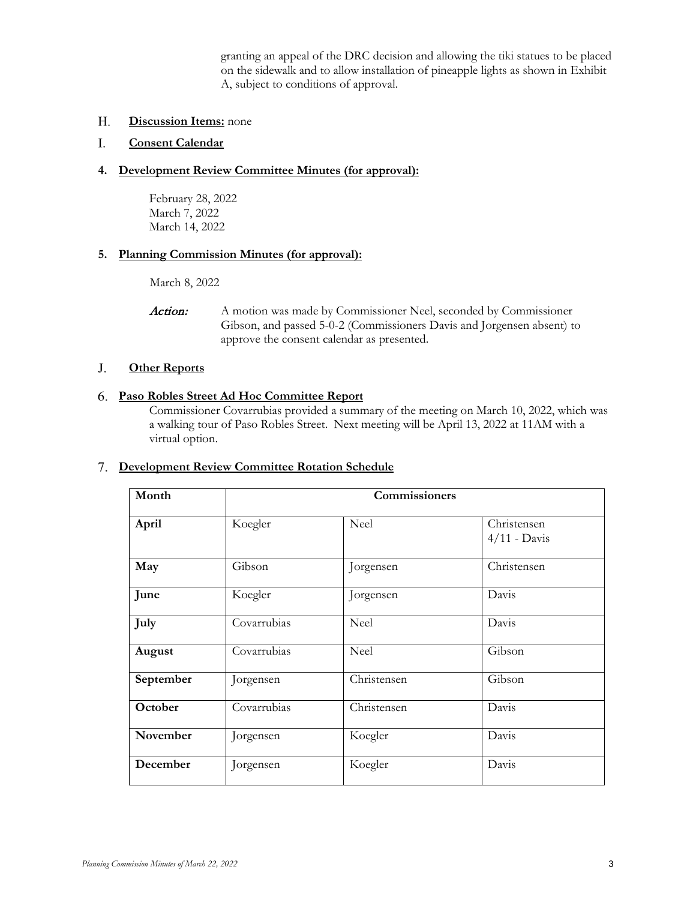granting an appeal of the DRC decision and allowing the tiki statues to be placed on the sidewalk and to allow installation of pineapple lights as shown in Exhibit A, subject to conditions of approval.

## H. Discussion Items: none

## I. Consent Calendar

### 4. Development Review Committee Minutes (for approval):

February 28, 2022
March 7, 2022
March 14, 2022

### 5. Planning Commission Minutes (for approval):

March 8, 2022

*Action:* A motion was made by Commissioner Neel, seconded by Commissioner Gibson, and passed 5-0-2 (Commissioners Davis and Jorgensen absent) to approve the consent calendar as presented.

## J. Other Reports

### 6. Paso Robles Street Ad Hoc Committee Report

Commissioner Covarrubias provided a summary of the meeting on March 10, 2022, which was a walking tour of Paso Robles Street. Next meeting will be April 13, 2022 at 11AM with a virtual option.

### 7. Development Review Committee Rotation Schedule

| Month | Commissioners | | |
|---|---|---|---|
| April | Koegler | Neel | Christensen 4/11 - Davis |
| May | Gibson | Jorgensen | Christensen |
| June | Koegler | Jorgensen | Davis |
| July | Covarrubias | Neel | Davis |
| August | Covarrubias | Neel | Gibson |
| September | Jorgensen | Christensen | Gibson |
| October | Covarrubias | Christensen | Davis |
| November | Jorgensen | Koegler | Davis |
| December | Jorgensen | Koegler | Davis |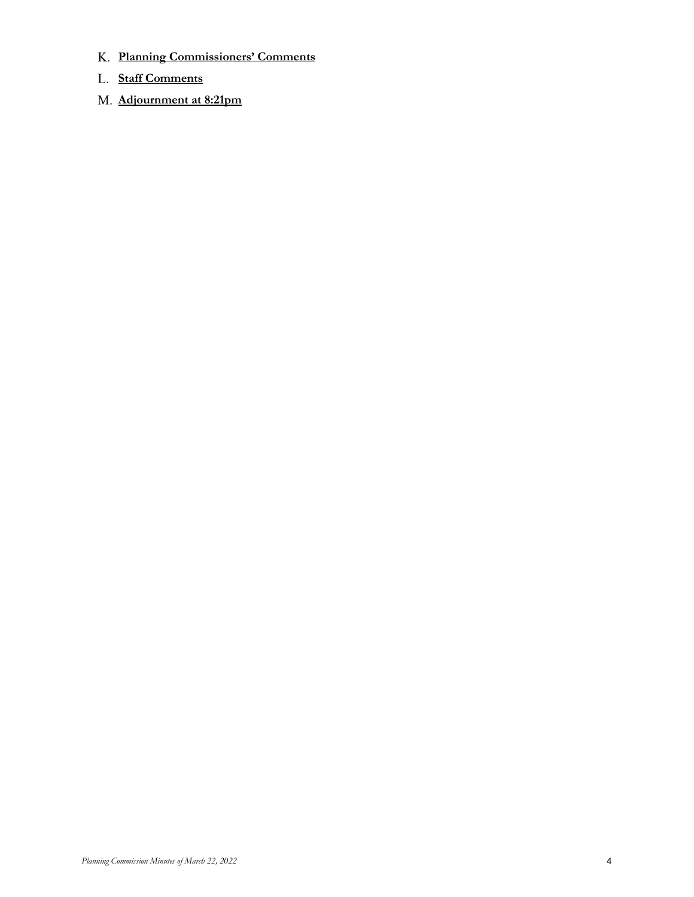K. **<u>Planning Commissioners' Comments</u>**

L. **<u>Staff Comments</u>**

M. **<u>Adjournment at 8:21pm</u>**